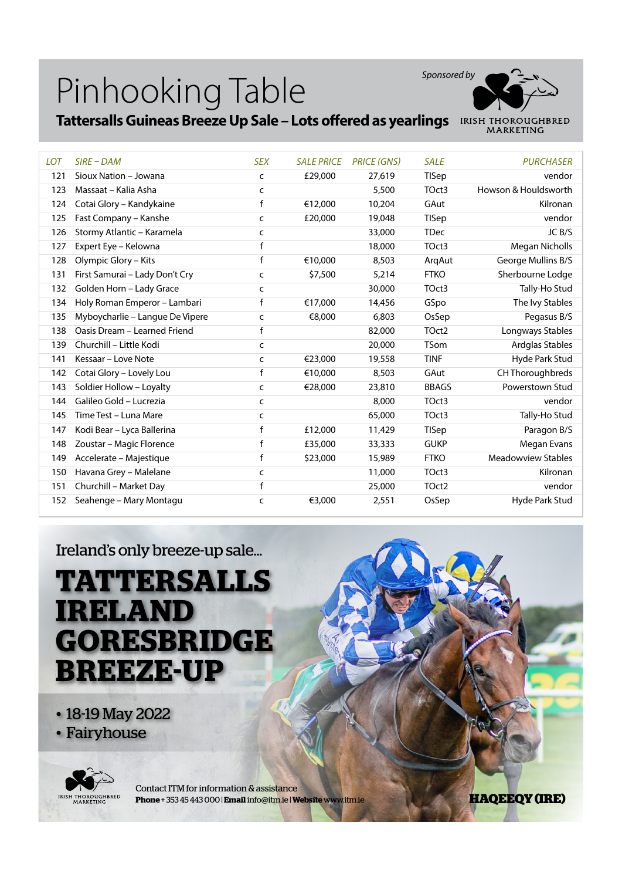# Pinhooking Table

## Tattersalls Guineas Breeze Up Sale – Lots offered as yearlings

*Sponsored by* IRISH THOROUGHBRED MARKETING

| LOT | SIRE – DAM | SEX | SALE PRICE | PRICE (GNS) | SALE | PURCHASER |
|---|---|---|---|---|---|---|
| 121 | Sioux Nation – Jowana | c | £29,000 | 27,619 | TISep | vendor |
| 123 | Massaat – Kalia Asha | c | | 5,500 | TOct3 | Howson & Houldsworth |
| 124 | Cotai Glory – Kandykaine | f | €12,000 | 10,204 | GAut | Kilronan |
| 125 | Fast Company – Kanshe | c | £20,000 | 19,048 | TISep | vendor |
| 126 | Stormy Atlantic – Karamela | c | | 33,000 | TDec | JC B/S |
| 127 | Expert Eye – Kelowna | f | | 18,000 | TOct3 | Megan Nicholls |
| 128 | Olympic Glory – Kits | f | €10,000 | 8,503 | ArqAut | George Mullins B/S |
| 131 | First Samurai – Lady Don't Cry | c | $7,500 | 5,214 | FTKO | Sherbourne Lodge |
| 132 | Golden Horn – Lady Grace | c | | 30,000 | TOct3 | Tally-Ho Stud |
| 134 | Holy Roman Emperor – Lambari | f | €17,000 | 14,456 | GSpo | The Ivy Stables |
| 135 | Myboycharlie – Langue De Vipere | c | €8,000 | 6,803 | OsSep | Pegasus B/S |
| 138 | Oasis Dream – Learned Friend | f | | 82,000 | TOct2 | Longways Stables |
| 139 | Churchill – Little Kodi | c | | 20,000 | TSom | Ardglas Stables |
| 141 | Kessaar – Love Note | c | €23,000 | 19,558 | TINF | Hyde Park Stud |
| 142 | Cotai Glory – Lovely Lou | f | €10,000 | 8,503 | GAut | CH Thoroughbreds |
| 143 | Soldier Hollow – Loyalty | c | €28,000 | 23,810 | BBAGS | Powerstown Stud |
| 144 | Galileo Gold – Lucrezia | c | | 8,000 | TOct3 | vendor |
| 145 | Time Test – Luna Mare | c | | 65,000 | TOct3 | Tally-Ho Stud |
| 147 | Kodi Bear – Lyca Ballerina | f | £12,000 | 11,429 | TISep | Paragon B/S |
| 148 | Zoustar – Magic Florence | f | £35,000 | 33,333 | GUKP | Megan Evans |
| 149 | Accelerate – Majestique | f | $23,000 | 15,989 | FTKO | Meadowview Stables |
| 150 | Havana Grey – Malelane | c | | 11,000 | TOct3 | Kilronan |
| 151 | Churchill – Market Day | f | | 25,000 | TOct2 | vendor |
| 152 | Seahenge – Mary Montagu | c | €3,000 | 2,551 | OsSep | Hyde Park Stud |

Ireland's only breeze-up sale...

# TATTERSALLS IRELAND GORESBRIDGE BREEZE-UP

- 18-19 May 2022
- Fairyhouse

IRISH THOROUGHBRED MARKETING

Contact ITM for information & assistance
**Phone** +353 45 443 000 | **Email** info@itm.ie | **Website** www.itm.ie

**HAQEEQY (IRE)**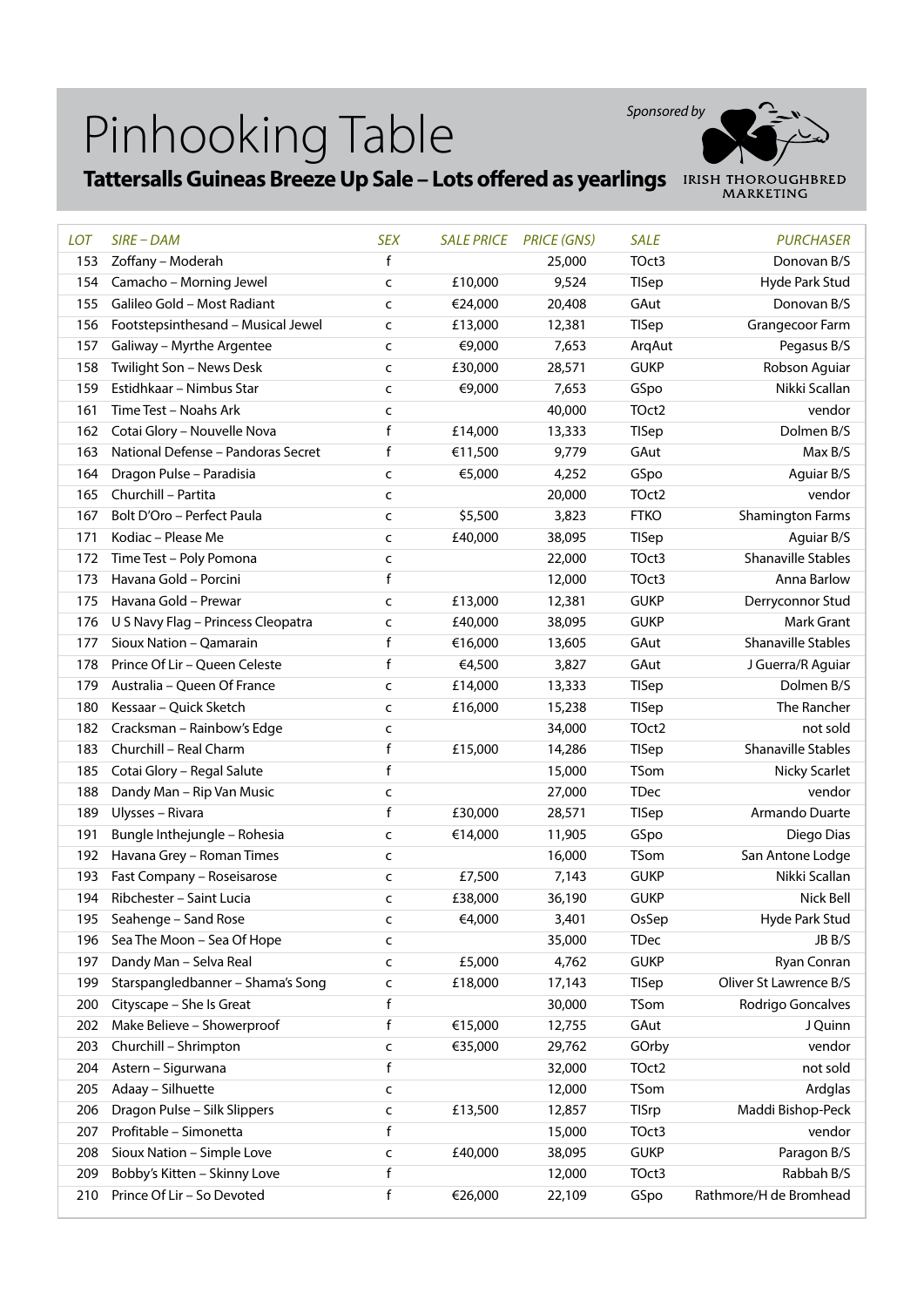# Pinhooking Table

**Tattersalls Guineas Breeze Up Sale – Lots offered as yearlings**

Sponsored by IRISH THOROUGHBRED MARKETING

| LOT | SIRE – DAM | SEX | SALE PRICE | PRICE (GNS) | SALE | PURCHASER |
|---|---|---|---|---|---|---|
| 153 | Zoffany – Moderah | f | | 25,000 | TOct3 | Donovan B/S |
| 154 | Camacho – Morning Jewel | c | £10,000 | 9,524 | TISep | Hyde Park Stud |
| 155 | Galileo Gold – Most Radiant | c | €24,000 | 20,408 | GAut | Donovan B/S |
| 156 | Footstepsinthesand – Musical Jewel | c | £13,000 | 12,381 | TISep | Grangecoor Farm |
| 157 | Galiway – Myrthe Argentee | c | €9,000 | 7,653 | ArqAut | Pegasus B/S |
| 158 | Twilight Son – News Desk | c | £30,000 | 28,571 | GUKP | Robson Aguiar |
| 159 | Estidhkaar – Nimbus Star | c | €9,000 | 7,653 | GSpo | Nikki Scallan |
| 161 | Time Test – Noahs Ark | c | | 40,000 | TOct2 | vendor |
| 162 | Cotai Glory – Nouvelle Nova | f | £14,000 | 13,333 | TISep | Dolmen B/S |
| 163 | National Defense – Pandoras Secret | f | €11,500 | 9,779 | GAut | Max B/S |
| 164 | Dragon Pulse – Paradisia | c | €5,000 | 4,252 | GSpo | Aguiar B/S |
| 165 | Churchill – Partita | c | | 20,000 | TOct2 | vendor |
| 167 | Bolt D'Oro – Perfect Paula | c | $5,500 | 3,823 | FTKO | Shamington Farms |
| 171 | Kodiac – Please Me | c | £40,000 | 38,095 | TISep | Aguiar B/S |
| 172 | Time Test – Poly Pomona | c | | 22,000 | TOct3 | Shanaville Stables |
| 173 | Havana Gold – Porcini | f | | 12,000 | TOct3 | Anna Barlow |
| 175 | Havana Gold – Prewar | c | £13,000 | 12,381 | GUKP | Derryconnor Stud |
| 176 | U S Navy Flag – Princess Cleopatra | c | £40,000 | 38,095 | GUKP | Mark Grant |
| 177 | Sioux Nation – Qamarain | f | €16,000 | 13,605 | GAut | Shanaville Stables |
| 178 | Prince Of Lir – Queen Celeste | f | €4,500 | 3,827 | GAut | J Guerra/R Aguiar |
| 179 | Australia – Queen Of France | c | £14,000 | 13,333 | TISep | Dolmen B/S |
| 180 | Kessaar – Quick Sketch | c | £16,000 | 15,238 | TISep | The Rancher |
| 182 | Cracksman – Rainbow's Edge | c | | 34,000 | TOct2 | not sold |
| 183 | Churchill – Real Charm | f | £15,000 | 14,286 | TISep | Shanaville Stables |
| 185 | Cotai Glory – Regal Salute | f | | 15,000 | TSom | Nicky Scarlet |
| 188 | Dandy Man – Rip Van Music | c | | 27,000 | TDec | vendor |
| 189 | Ulysses – Rivara | f | £30,000 | 28,571 | TISep | Armando Duarte |
| 191 | Bungle Inthejungle – Rohesia | c | €14,000 | 11,905 | GSpo | Diego Dias |
| 192 | Havana Grey – Roman Times | c | | 16,000 | TSom | San Antone Lodge |
| 193 | Fast Company – Roseisarose | c | £7,500 | 7,143 | GUKP | Nikki Scallan |
| 194 | Ribchester – Saint Lucia | c | £38,000 | 36,190 | GUKP | Nick Bell |
| 195 | Seahenge – Sand Rose | c | €4,000 | 3,401 | OsSep | Hyde Park Stud |
| 196 | Sea The Moon – Sea Of Hope | c | | 35,000 | TDec | JB B/S |
| 197 | Dandy Man – Selva Real | c | £5,000 | 4,762 | GUKP | Ryan Conran |
| 199 | Starspangledbanner – Shama's Song | c | £18,000 | 17,143 | TISep | Oliver St Lawrence B/S |
| 200 | Cityscape – She Is Great | f | | 30,000 | TSom | Rodrigo Goncalves |
| 202 | Make Believe – Showerproof | f | €15,000 | 12,755 | GAut | J Quinn |
| 203 | Churchill – Shrimpton | c | €35,000 | 29,762 | GOrby | vendor |
| 204 | Astern – Sigurwana | f | | 32,000 | TOct2 | not sold |
| 205 | Adaay – Silhuette | c | | 12,000 | TSom | Ardglas |
| 206 | Dragon Pulse – Silk Slippers | c | £13,500 | 12,857 | TISrp | Maddi Bishop-Peck |
| 207 | Profitable – Simonetta | f | | 15,000 | TOct3 | vendor |
| 208 | Sioux Nation – Simple Love | c | £40,000 | 38,095 | GUKP | Paragon B/S |
| 209 | Bobby's Kitten – Skinny Love | f | | 12,000 | TOct3 | Rabbah B/S |
| 210 | Prince Of Lir – So Devoted | f | €26,000 | 22,109 | GSpo | Rathmore/H de Bromhead |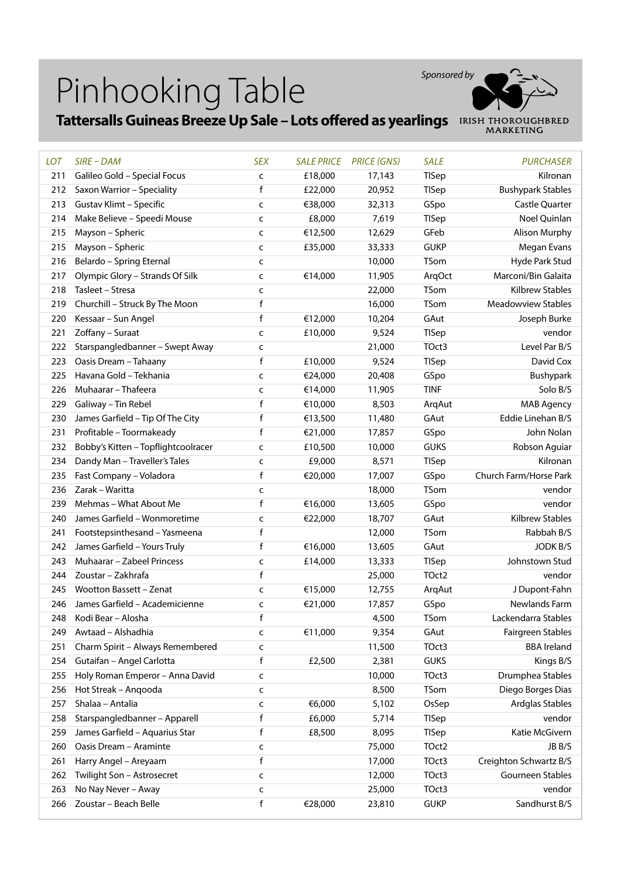# Pinhooking Table

**Tattersalls Guineas Breeze Up Sale – Lots offered as yearlings**

*Sponsored by* IRISH THOROUGHBRED MARKETING

| LOT | SIRE – DAM | SEX | SALE PRICE | PRICE (GNS) | SALE | PURCHASER |
|---|---|---|---|---|---|---|
| 211 | Galileo Gold – Special Focus | c | £18,000 | 17,143 | TISep | Kilronan |
| 212 | Saxon Warrior – Speciality | f | £22,000 | 20,952 | TISep | Bushypark Stables |
| 213 | Gustav Klimt – Specific | c | €38,000 | 32,313 | GSpo | Castle Quarter |
| 214 | Make Believe – Speedi Mouse | c | £8,000 | 7,619 | TISep | Noel Quinlan |
| 215 | Mayson – Spheric | c | €12,500 | 12,629 | GFeb | Alison Murphy |
| 215 | Mayson – Spheric | c | £35,000 | 33,333 | GUKP | Megan Evans |
| 216 | Belardo – Spring Eternal | c | | 10,000 | TSom | Hyde Park Stud |
| 217 | Olympic Glory – Strands Of Silk | c | €14,000 | 11,905 | ArqOct | Marconi/Bin Galaita |
| 218 | Tasleet – Stresa | c | | 22,000 | TSom | Kilbrew Stables |
| 219 | Churchill – Struck By The Moon | f | | 16,000 | TSom | Meadowview Stables |
| 220 | Kessaar – Sun Angel | f | €12,000 | 10,204 | GAut | Joseph Burke |
| 221 | Zoffany – Suraat | c | £10,000 | 9,524 | TISep | vendor |
| 222 | Starspangledbanner – Swept Away | c | | 21,000 | TOct3 | Level Par B/S |
| 223 | Oasis Dream – Tahaany | f | £10,000 | 9,524 | TISep | David Cox |
| 225 | Havana Gold – Tekhania | c | €24,000 | 20,408 | GSpo | Bushypark |
| 226 | Muhaarar – Thafeera | c | €14,000 | 11,905 | TINF | Solo B/S |
| 229 | Galiway – Tin Rebel | f | €10,000 | 8,503 | ArqAut | MAB Agency |
| 230 | James Garfield – Tip Of The City | f | €13,500 | 11,480 | GAut | Eddie Linehan B/S |
| 231 | Profitable – Toormakeady | f | €21,000 | 17,857 | GSpo | John Nolan |
| 232 | Bobby's Kitten – Topflightcoolracer | c | £10,500 | 10,000 | GUKS | Robson Aguiar |
| 234 | Dandy Man – Traveller's Tales | c | £9,000 | 8,571 | TISep | Kilronan |
| 235 | Fast Company – Voladora | f | €20,000 | 17,007 | GSpo | Church Farm/Horse Park |
| 236 | Zarak – Waritta | c | | 18,000 | TSom | vendor |
| 239 | Mehmas – What About Me | f | €16,000 | 13,605 | GSpo | vendor |
| 240 | James Garfield – Wonmoretime | c | €22,000 | 18,707 | GAut | Kilbrew Stables |
| 241 | Footstepsinthesand – Yasmeena | f | | 12,000 | TSom | Rabbah B/S |
| 242 | James Garfield – Yours Truly | f | €16,000 | 13,605 | GAut | JODK B/S |
| 243 | Muhaarar – Zabeel Princess | c | £14,000 | 13,333 | TISep | Johnstown Stud |
| 244 | Zoustar – Zakhrafa | f | | 25,000 | TOct2 | vendor |
| 245 | Wootton Bassett – Zenat | c | €15,000 | 12,755 | ArqAut | J Dupont-Fahn |
| 246 | James Garfield – Academicienne | c | €21,000 | 17,857 | GSpo | Newlands Farm |
| 248 | Kodi Bear – Alosha | f | | 4,500 | TSom | Lackendarra Stables |
| 249 | Awtaad – Alshadhia | c | €11,000 | 9,354 | GAut | Fairgreen Stables |
| 251 | Charm Spirit – Always Remembered | c | | 11,500 | TOct3 | BBA Ireland |
| 254 | Gutaifan – Angel Carlotta | f | £2,500 | 2,381 | GUKS | Kings B/S |
| 255 | Holy Roman Emperor – Anna David | c | | 10,000 | TOct3 | Drumphea Stables |
| 256 | Hot Streak – Anqooda | c | | 8,500 | TSom | Diego Borges Dias |
| 257 | Shalaa – Antalia | c | €6,000 | 5,102 | OsSep | Ardglas Stables |
| 258 | Starspangledbanner – Apparell | f | £6,000 | 5,714 | TISep | vendor |
| 259 | James Garfield – Aquarius Star | f | £8,500 | 8,095 | TISep | Katie McGivern |
| 260 | Oasis Dream – Araminte | c | | 75,000 | TOct2 | JB B/S |
| 261 | Harry Angel – Areyaam | f | | 17,000 | TOct3 | Creighton Schwartz B/S |
| 262 | Twilight Son – Astrosecret | c | | 12,000 | TOct3 | Gourneen Stables |
| 263 | No Nay Never – Away | c | | 25,000 | TOct3 | vendor |
| 266 | Zoustar – Beach Belle | f | €28,000 | 23,810 | GUKP | Sandhurst B/S |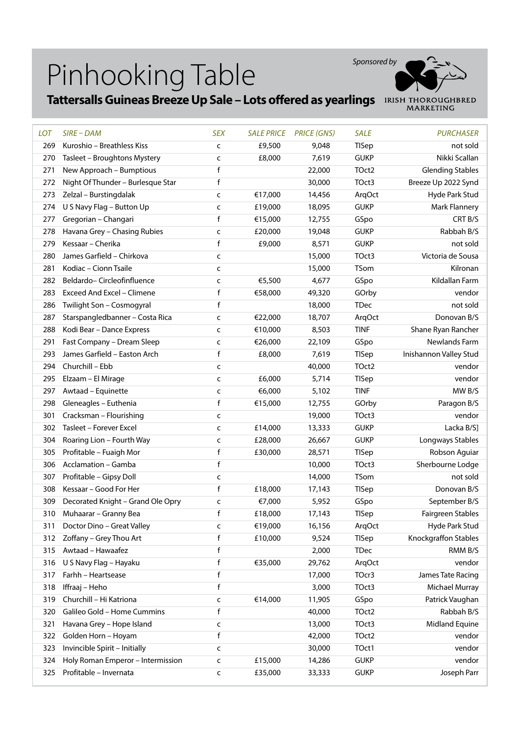# Pinhooking Table

## Tattersalls Guineas Breeze Up Sale – Lots offered as yearlings

Sponsored by IRISH THOROUGHBRED MARKETING

| LOT | SIRE – DAM | SEX | SALE PRICE | PRICE (GNS) | SALE | PURCHASER |
|---|---|---|---|---|---|---|
| 269 | Kuroshio – Breathless Kiss | c | £9,500 | 9,048 | TISep | not sold |
| 270 | Tasleet – Broughtons Mystery | c | £8,000 | 7,619 | GUKP | Nikki Scallan |
| 271 | New Approach – Bumptious | f | | 22,000 | TOct2 | Glending Stables |
| 272 | Night Of Thunder – Burlesque Star | f | | 30,000 | TOct3 | Breeze Up 2022 Synd |
| 273 | Zelzal – Burstingdalak | c | €17,000 | 14,456 | ArqOct | Hyde Park Stud |
| 274 | U S Navy Flag – Button Up | c | €19,000 | 18,095 | GUKP | Mark Flannery |
| 277 | Gregorian – Changari | f | €15,000 | 12,755 | GSpo | CRT B/S |
| 278 | Havana Grey – Chasing Rubies | c | £20,000 | 19,048 | GUKP | Rabbah B/S |
| 279 | Kessaar – Cherika | f | £9,000 | 8,571 | GUKP | not sold |
| 280 | James Garfield – Chirkova | c | | 15,000 | TOct3 | Victoria de Sousa |
| 281 | Kodiac – Cionn Tsaile | c | | 15,000 | TSom | Kilronan |
| 282 | Beldardo– Circleofinfluence | c | €5,500 | 4,677 | GSpo | Kildallan Farm |
| 283 | Exceed And Excel – Climene | f | €58,000 | 49,320 | GOrby | vendor |
| 286 | Twilight Son – Cosmogyral | f | | 18,000 | TDec | not sold |
| 287 | Starspangledbanner – Costa Rica | c | €22,000 | 18,707 | ArqOct | Donovan B/S |
| 288 | Kodi Bear – Dance Express | c | €10,000 | 8,503 | TINF | Shane Ryan Rancher |
| 291 | Fast Company – Dream Sleep | c | €26,000 | 22,109 | GSpo | Newlands Farm |
| 293 | James Garfield – Easton Arch | f | £8,000 | 7,619 | TISep | Inishannon Valley Stud |
| 294 | Churchill – Ebb | c | | 40,000 | TOct2 | vendor |
| 295 | Elzaam – El Mirage | c | £6,000 | 5,714 | TISep | vendor |
| 297 | Awtaad – Equinette | c | €6,000 | 5,102 | TINF | MW B/S |
| 298 | Gleneagles – Euthenia | f | €15,000 | 12,755 | GOrby | Paragon B/S |
| 301 | Cracksman – Flourishing | c | | 19,000 | TOct3 | vendor |
| 302 | Tasleet – Forever Excel | c | £14,000 | 13,333 | GUKP | Lacka B/S] |
| 304 | Roaring Lion – Fourth Way | c | £28,000 | 26,667 | GUKP | Longways Stables |
| 305 | Profitable – Fuaigh Mor | f | £30,000 | 28,571 | TISep | Robson Aguiar |
| 306 | Acclamation – Gamba | f | | 10,000 | TOct3 | Sherbourne Lodge |
| 307 | Profitable – Gipsy Doll | c | | 14,000 | TSom | not sold |
| 308 | Kessaar – Good For Her | f | £18,000 | 17,143 | TISep | Donovan B/S |
| 309 | Decorated Knight – Grand Ole Opry | c | €7,000 | 5,952 | GSpo | September B/S |
| 310 | Muhaarar – Granny Bea | f | £18,000 | 17,143 | TISep | Fairgreen Stables |
| 311 | Doctor Dino – Great Valley | c | €19,000 | 16,156 | ArqOct | Hyde Park Stud |
| 312 | Zoffany – Grey Thou Art | f | £10,000 | 9,524 | TISep | Knockgraffon Stables |
| 315 | Awtaad – Hawaafez | f | | 2,000 | TDec | RMM B/S |
| 316 | U S Navy Flag – Hayaku | f | €35,000 | 29,762 | ArqOct | vendor |
| 317 | Farhh – Heartsease | f | | 17,000 | TOcr3 | James Tate Racing |
| 318 | Iffraaj – Heho | f | | 3,000 | TOct3 | Michael Murray |
| 319 | Churchill – Hi Katriona | c | €14,000 | 11,905 | GSpo | Patrick Vaughan |
| 320 | Galileo Gold – Home Cummins | f | | 40,000 | TOct2 | Rabbah B/S |
| 321 | Havana Grey – Hope Island | c | | 13,000 | TOct3 | Midland Equine |
| 322 | Golden Horn – Hoyam | f | | 42,000 | TOct2 | vendor |
| 323 | Invincible Spirit – Initially | c | | 30,000 | TOct1 | vendor |
| 324 | Holy Roman Emperor – Intermission | c | £15,000 | 14,286 | GUKP | vendor |
| 325 | Profitable – Invernata | c | £35,000 | 33,333 | GUKP | Joseph Parr |